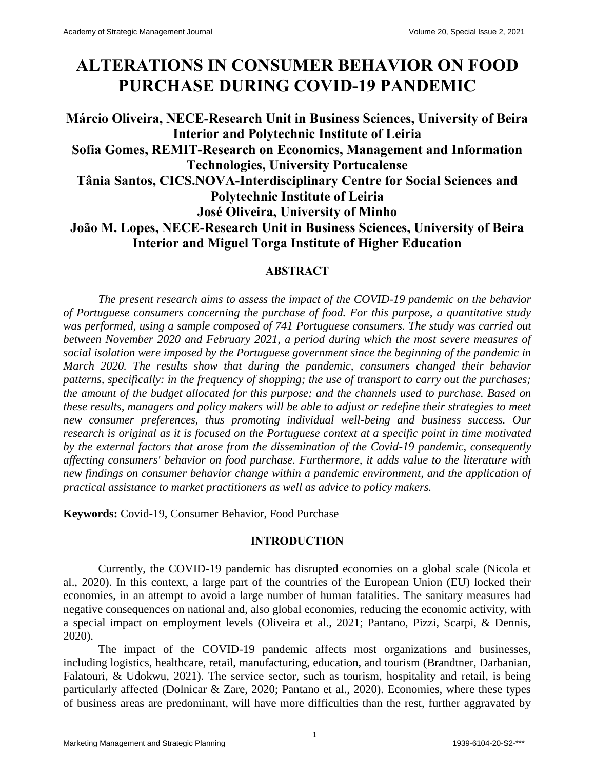# ALTERATIONS IN CONSUMER BEHAVIOR ON FOOD PURCHASE DURING COVID-19 PANDEMIC

**Márcio Oliveira, NECE-Research Unit in Business Sciences, University of Beira Interior and Polytechnic Institute of Leiria**
**Sofia Gomes, REMIT-Research on Economics, Management and Information Technologies, University Portucalense**
**Tânia Santos, CICS.NOVA-Interdisciplinary Centre for Social Sciences and Polytechnic Institute of Leiria**
**José Oliveira, University of Minho**
**João M. Lopes, NECE-Research Unit in Business Sciences, University of Beira Interior and Miguel Torga Institute of Higher Education**

## ABSTRACT

*The present research aims to assess the impact of the COVID-19 pandemic on the behavior of Portuguese consumers concerning the purchase of food. For this purpose, a quantitative study was performed, using a sample composed of 741 Portuguese consumers. The study was carried out between November 2020 and February 2021, a period during which the most severe measures of social isolation were imposed by the Portuguese government since the beginning of the pandemic in March 2020. The results show that during the pandemic, consumers changed their behavior patterns, specifically: in the frequency of shopping; the use of transport to carry out the purchases; the amount of the budget allocated for this purpose; and the channels used to purchase. Based on these results, managers and policy makers will be able to adjust or redefine their strategies to meet new consumer preferences, thus promoting individual well-being and business success. Our research is original as it is focused on the Portuguese context at a specific point in time motivated by the external factors that arose from the dissemination of the Covid-19 pandemic, consequently affecting consumers' behavior on food purchase. Furthermore, it adds value to the literature with new findings on consumer behavior change within a pandemic environment, and the application of practical assistance to market practitioners as well as advice to policy makers.*

**Keywords:** Covid-19, Consumer Behavior, Food Purchase

## INTRODUCTION

Currently, the COVID-19 pandemic has disrupted economies on a global scale (Nicola et al., 2020). In this context, a large part of the countries of the European Union (EU) locked their economies, in an attempt to avoid a large number of human fatalities. The sanitary measures had negative consequences on national and, also global economies, reducing the economic activity, with a special impact on employment levels (Oliveira et al., 2021; Pantano, Pizzi, Scarpi, & Dennis, 2020).

The impact of the COVID-19 pandemic affects most organizations and businesses, including logistics, healthcare, retail, manufacturing, education, and tourism (Brandtner, Darbanian, Falatouri, & Udokwu, 2021). The service sector, such as tourism, hospitality and retail, is being particularly affected (Dolnicar & Zare, 2020; Pantano et al., 2020). Economies, where these types of business areas are predominant, will have more difficulties than the rest, further aggravated by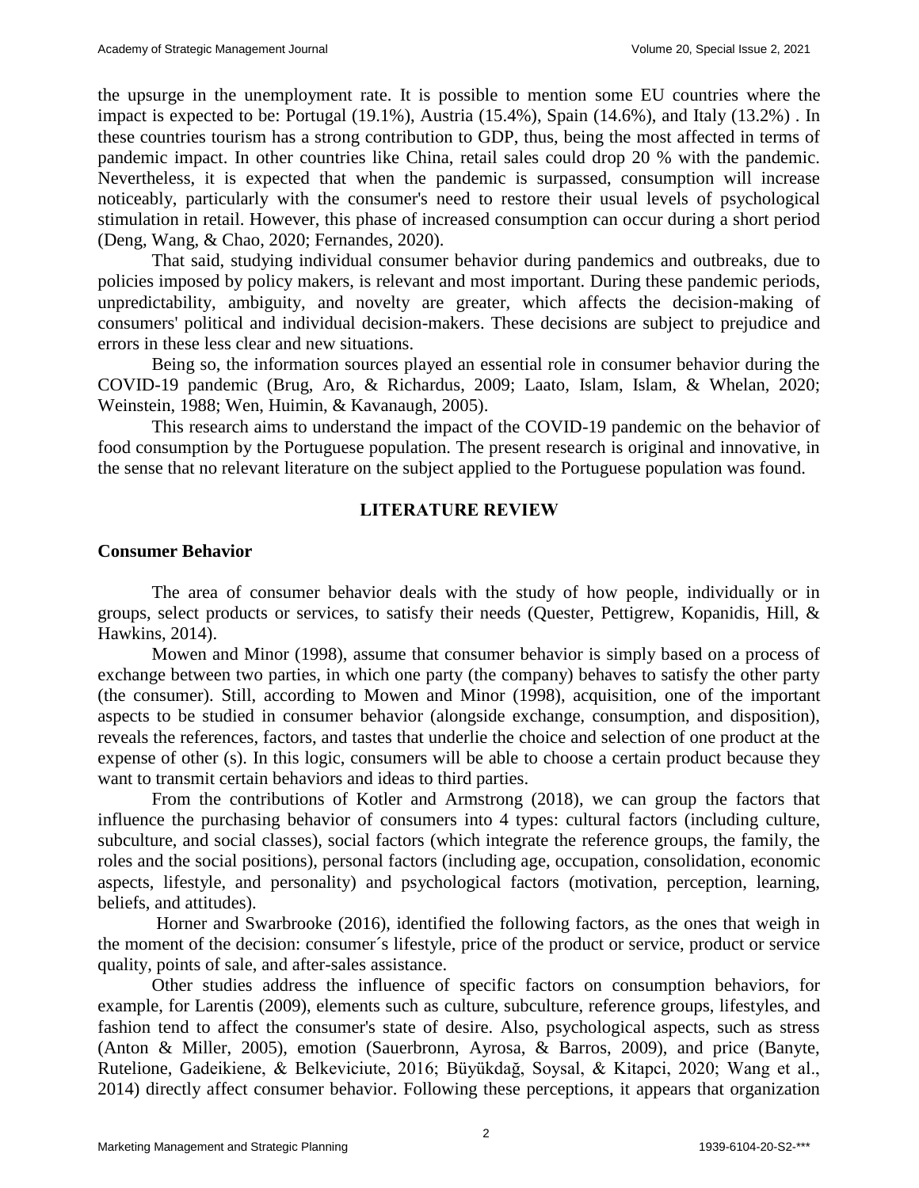the upsurge in the unemployment rate. It is possible to mention some EU countries where the impact is expected to be: Portugal (19.1%), Austria (15.4%), Spain (14.6%), and Italy (13.2%) . In these countries tourism has a strong contribution to GDP, thus, being the most affected in terms of pandemic impact. In other countries like China, retail sales could drop 20 % with the pandemic. Nevertheless, it is expected that when the pandemic is surpassed, consumption will increase noticeably, particularly with the consumer's need to restore their usual levels of psychological stimulation in retail. However, this phase of increased consumption can occur during a short period (Deng, Wang, & Chao, 2020; Fernandes, 2020).

That said, studying individual consumer behavior during pandemics and outbreaks, due to policies imposed by policy makers, is relevant and most important. During these pandemic periods, unpredictability, ambiguity, and novelty are greater, which affects the decision-making of consumers' political and individual decision-makers. These decisions are subject to prejudice and errors in these less clear and new situations.

Being so, the information sources played an essential role in consumer behavior during the COVID-19 pandemic (Brug, Aro, & Richardus, 2009; Laato, Islam, Islam, & Whelan, 2020; Weinstein, 1988; Wen, Huimin, & Kavanaugh, 2005).

This research aims to understand the impact of the COVID-19 pandemic on the behavior of food consumption by the Portuguese population. The present research is original and innovative, in the sense that no relevant literature on the subject applied to the Portuguese population was found.

## LITERATURE REVIEW

### Consumer Behavior

The area of consumer behavior deals with the study of how people, individually or in groups, select products or services, to satisfy their needs (Quester, Pettigrew, Kopanidis, Hill, & Hawkins, 2014).

Mowen and Minor (1998), assume that consumer behavior is simply based on a process of exchange between two parties, in which one party (the company) behaves to satisfy the other party (the consumer). Still, according to Mowen and Minor (1998), acquisition, one of the important aspects to be studied in consumer behavior (alongside exchange, consumption, and disposition), reveals the references, factors, and tastes that underlie the choice and selection of one product at the expense of other (s). In this logic, consumers will be able to choose a certain product because they want to transmit certain behaviors and ideas to third parties.

From the contributions of Kotler and Armstrong (2018), we can group the factors that influence the purchasing behavior of consumers into 4 types: cultural factors (including culture, subculture, and social classes), social factors (which integrate the reference groups, the family, the roles and the social positions), personal factors (including age, occupation, consolidation, economic aspects, lifestyle, and personality) and psychological factors (motivation, perception, learning, beliefs, and attitudes).

Horner and Swarbrooke (2016), identified the following factors, as the ones that weigh in the moment of the decision: consumer´s lifestyle, price of the product or service, product or service quality, points of sale, and after-sales assistance.

Other studies address the influence of specific factors on consumption behaviors, for example, for Larentis (2009), elements such as culture, subculture, reference groups, lifestyles, and fashion tend to affect the consumer's state of desire. Also, psychological aspects, such as stress (Anton & Miller, 2005), emotion (Sauerbronn, Ayrosa, & Barros, 2009), and price (Banyte, Rutelione, Gadeikiene, & Belkeviciute, 2016; Büyükdağ, Soysal, & Kitapci, 2020; Wang et al., 2014) directly affect consumer behavior. Following these perceptions, it appears that organization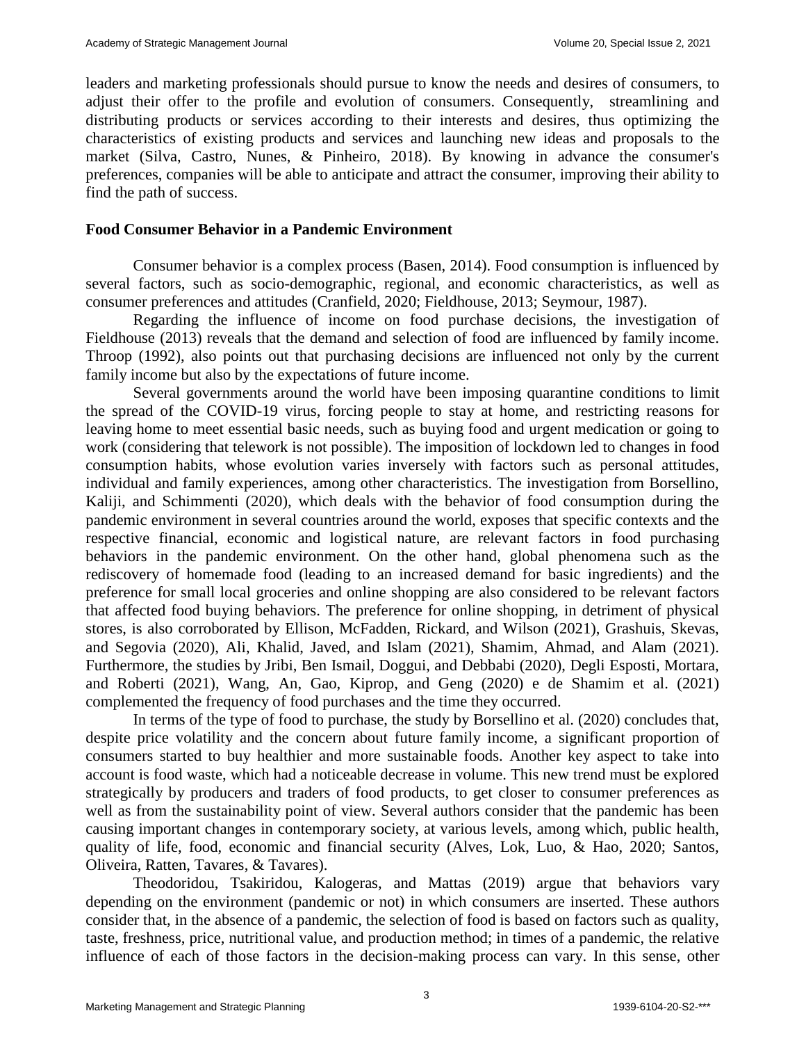leaders and marketing professionals should pursue to know the needs and desires of consumers, to adjust their offer to the profile and evolution of consumers. Consequently, streamlining and distributing products or services according to their interests and desires, thus optimizing the characteristics of existing products and services and launching new ideas and proposals to the market (Silva, Castro, Nunes, & Pinheiro, 2018). By knowing in advance the consumer's preferences, companies will be able to anticipate and attract the consumer, improving their ability to find the path of success.

## Food Consumer Behavior in a Pandemic Environment

Consumer behavior is a complex process (Basen, 2014). Food consumption is influenced by several factors, such as socio-demographic, regional, and economic characteristics, as well as consumer preferences and attitudes (Cranfield, 2020; Fieldhouse, 2013; Seymour, 1987).

Regarding the influence of income on food purchase decisions, the investigation of Fieldhouse (2013) reveals that the demand and selection of food are influenced by family income. Throop (1992), also points out that purchasing decisions are influenced not only by the current family income but also by the expectations of future income.

Several governments around the world have been imposing quarantine conditions to limit the spread of the COVID-19 virus, forcing people to stay at home, and restricting reasons for leaving home to meet essential basic needs, such as buying food and urgent medication or going to work (considering that telework is not possible). The imposition of lockdown led to changes in food consumption habits, whose evolution varies inversely with factors such as personal attitudes, individual and family experiences, among other characteristics. The investigation from Borsellino, Kaliji, and Schimmenti (2020), which deals with the behavior of food consumption during the pandemic environment in several countries around the world, exposes that specific contexts and the respective financial, economic and logistical nature, are relevant factors in food purchasing behaviors in the pandemic environment. On the other hand, global phenomena such as the rediscovery of homemade food (leading to an increased demand for basic ingredients) and the preference for small local groceries and online shopping are also considered to be relevant factors that affected food buying behaviors. The preference for online shopping, in detriment of physical stores, is also corroborated by Ellison, McFadden, Rickard, and Wilson (2021), Grashuis, Skevas, and Segovia (2020), Ali, Khalid, Javed, and Islam (2021), Shamim, Ahmad, and Alam (2021). Furthermore, the studies by Jribi, Ben Ismail, Doggui, and Debbabi (2020), Degli Esposti, Mortara, and Roberti (2021), Wang, An, Gao, Kiprop, and Geng (2020) e de Shamim et al. (2021) complemented the frequency of food purchases and the time they occurred.

In terms of the type of food to purchase, the study by Borsellino et al. (2020) concludes that, despite price volatility and the concern about future family income, a significant proportion of consumers started to buy healthier and more sustainable foods. Another key aspect to take into account is food waste, which had a noticeable decrease in volume. This new trend must be explored strategically by producers and traders of food products, to get closer to consumer preferences as well as from the sustainability point of view. Several authors consider that the pandemic has been causing important changes in contemporary society, at various levels, among which, public health, quality of life, food, economic and financial security (Alves, Lok, Luo, & Hao, 2020; Santos, Oliveira, Ratten, Tavares, & Tavares).

Theodoridou, Tsakiridou, Kalogeras, and Mattas (2019) argue that behaviors vary depending on the environment (pandemic or not) in which consumers are inserted. These authors consider that, in the absence of a pandemic, the selection of food is based on factors such as quality, taste, freshness, price, nutritional value, and production method; in times of a pandemic, the relative influence of each of those factors in the decision-making process can vary. In this sense, other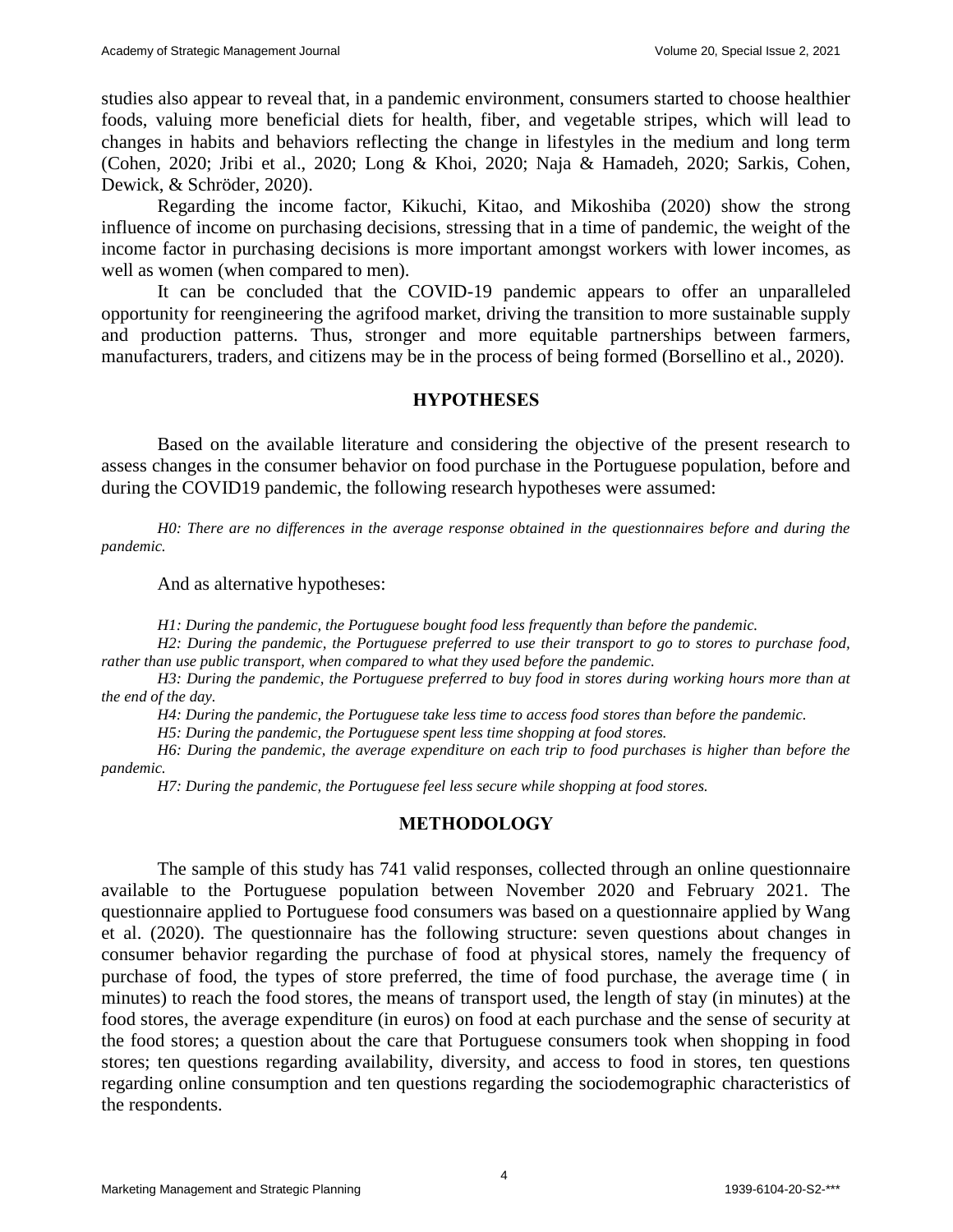studies also appear to reveal that, in a pandemic environment, consumers started to choose healthier foods, valuing more beneficial diets for health, fiber, and vegetable stripes, which will lead to changes in habits and behaviors reflecting the change in lifestyles in the medium and long term (Cohen, 2020; Jribi et al., 2020; Long & Khoi, 2020; Naja & Hamadeh, 2020; Sarkis, Cohen, Dewick, & Schröder, 2020).

Regarding the income factor, Kikuchi, Kitao, and Mikoshiba (2020) show the strong influence of income on purchasing decisions, stressing that in a time of pandemic, the weight of the income factor in purchasing decisions is more important amongst workers with lower incomes, as well as women (when compared to men).

It can be concluded that the COVID-19 pandemic appears to offer an unparalleled opportunity for reengineering the agrifood market, driving the transition to more sustainable supply and production patterns. Thus, stronger and more equitable partnerships between farmers, manufacturers, traders, and citizens may be in the process of being formed (Borsellino et al., 2020).

## HYPOTHESES

Based on the available literature and considering the objective of the present research to assess changes in the consumer behavior on food purchase in the Portuguese population, before and during the COVID19 pandemic, the following research hypotheses were assumed:

*H0: There are no differences in the average response obtained in the questionnaires before and during the pandemic.*

And as alternative hypotheses:

*H1: During the pandemic, the Portuguese bought food less frequently than before the pandemic.*

*H2: During the pandemic, the Portuguese preferred to use their transport to go to stores to purchase food, rather than use public transport, when compared to what they used before the pandemic.*

*H3: During the pandemic, the Portuguese preferred to buy food in stores during working hours more than at the end of the day.*

*H4: During the pandemic, the Portuguese take less time to access food stores than before the pandemic.*

*H5: During the pandemic, the Portuguese spent less time shopping at food stores.*

*H6: During the pandemic, the average expenditure on each trip to food purchases is higher than before the pandemic.*

*H7: During the pandemic, the Portuguese feel less secure while shopping at food stores.*

## METHODOLOGY

The sample of this study has 741 valid responses, collected through an online questionnaire available to the Portuguese population between November 2020 and February 2021. The questionnaire applied to Portuguese food consumers was based on a questionnaire applied by Wang et al. (2020). The questionnaire has the following structure: seven questions about changes in consumer behavior regarding the purchase of food at physical stores, namely the frequency of purchase of food, the types of store preferred, the time of food purchase, the average time ( in minutes) to reach the food stores, the means of transport used, the length of stay (in minutes) at the food stores, the average expenditure (in euros) on food at each purchase and the sense of security at the food stores; a question about the care that Portuguese consumers took when shopping in food stores; ten questions regarding availability, diversity, and access to food in stores, ten questions regarding online consumption and ten questions regarding the sociodemographic characteristics of the respondents.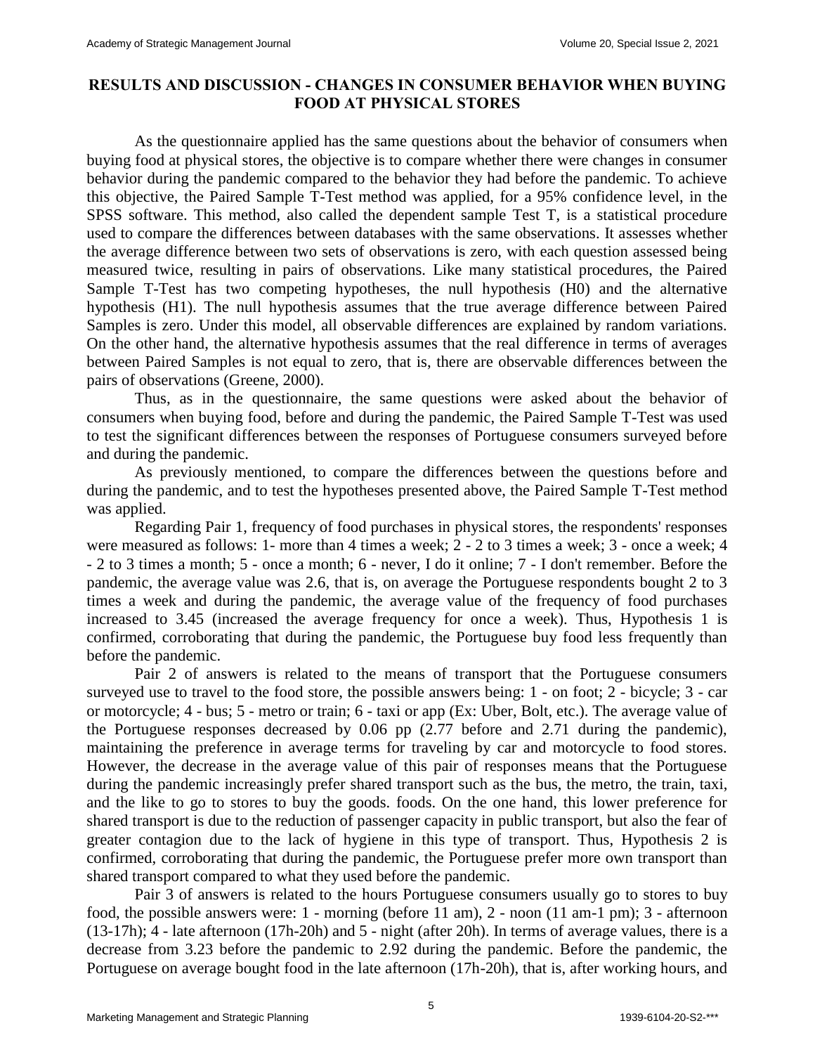## RESULTS AND DISCUSSION - CHANGES IN CONSUMER BEHAVIOR WHEN BUYING FOOD AT PHYSICAL STORES

As the questionnaire applied has the same questions about the behavior of consumers when buying food at physical stores, the objective is to compare whether there were changes in consumer behavior during the pandemic compared to the behavior they had before the pandemic. To achieve this objective, the Paired Sample T-Test method was applied, for a 95% confidence level, in the SPSS software. This method, also called the dependent sample Test T, is a statistical procedure used to compare the differences between databases with the same observations. It assesses whether the average difference between two sets of observations is zero, with each question assessed being measured twice, resulting in pairs of observations. Like many statistical procedures, the Paired Sample T-Test has two competing hypotheses, the null hypothesis (H0) and the alternative hypothesis (H1). The null hypothesis assumes that the true average difference between Paired Samples is zero. Under this model, all observable differences are explained by random variations. On the other hand, the alternative hypothesis assumes that the real difference in terms of averages between Paired Samples is not equal to zero, that is, there are observable differences between the pairs of observations (Greene, 2000).

Thus, as in the questionnaire, the same questions were asked about the behavior of consumers when buying food, before and during the pandemic, the Paired Sample T-Test was used to test the significant differences between the responses of Portuguese consumers surveyed before and during the pandemic.

As previously mentioned, to compare the differences between the questions before and during the pandemic, and to test the hypotheses presented above, the Paired Sample T-Test method was applied.

Regarding Pair 1, frequency of food purchases in physical stores, the respondents' responses were measured as follows: 1- more than 4 times a week; 2 - 2 to 3 times a week; 3 - once a week; 4 - 2 to 3 times a month; 5 - once a month; 6 - never, I do it online; 7 - I don't remember. Before the pandemic, the average value was 2.6, that is, on average the Portuguese respondents bought 2 to 3 times a week and during the pandemic, the average value of the frequency of food purchases increased to 3.45 (increased the average frequency for once a week). Thus, Hypothesis 1 is confirmed, corroborating that during the pandemic, the Portuguese buy food less frequently than before the pandemic.

Pair 2 of answers is related to the means of transport that the Portuguese consumers surveyed use to travel to the food store, the possible answers being: 1 - on foot; 2 - bicycle; 3 - car or motorcycle; 4 - bus; 5 - metro or train; 6 - taxi or app (Ex: Uber, Bolt, etc.). The average value of the Portuguese responses decreased by 0.06 pp (2.77 before and 2.71 during the pandemic), maintaining the preference in average terms for traveling by car and motorcycle to food stores. However, the decrease in the average value of this pair of responses means that the Portuguese during the pandemic increasingly prefer shared transport such as the bus, the metro, the train, taxi, and the like to go to stores to buy the goods. foods. On the one hand, this lower preference for shared transport is due to the reduction of passenger capacity in public transport, but also the fear of greater contagion due to the lack of hygiene in this type of transport. Thus, Hypothesis 2 is confirmed, corroborating that during the pandemic, the Portuguese prefer more own transport than shared transport compared to what they used before the pandemic.

Pair 3 of answers is related to the hours Portuguese consumers usually go to stores to buy food, the possible answers were: 1 - morning (before 11 am), 2 - noon (11 am-1 pm); 3 - afternoon (13-17h); 4 - late afternoon (17h-20h) and 5 - night (after 20h). In terms of average values, there is a decrease from 3.23 before the pandemic to 2.92 during the pandemic. Before the pandemic, the Portuguese on average bought food in the late afternoon (17h-20h), that is, after working hours, and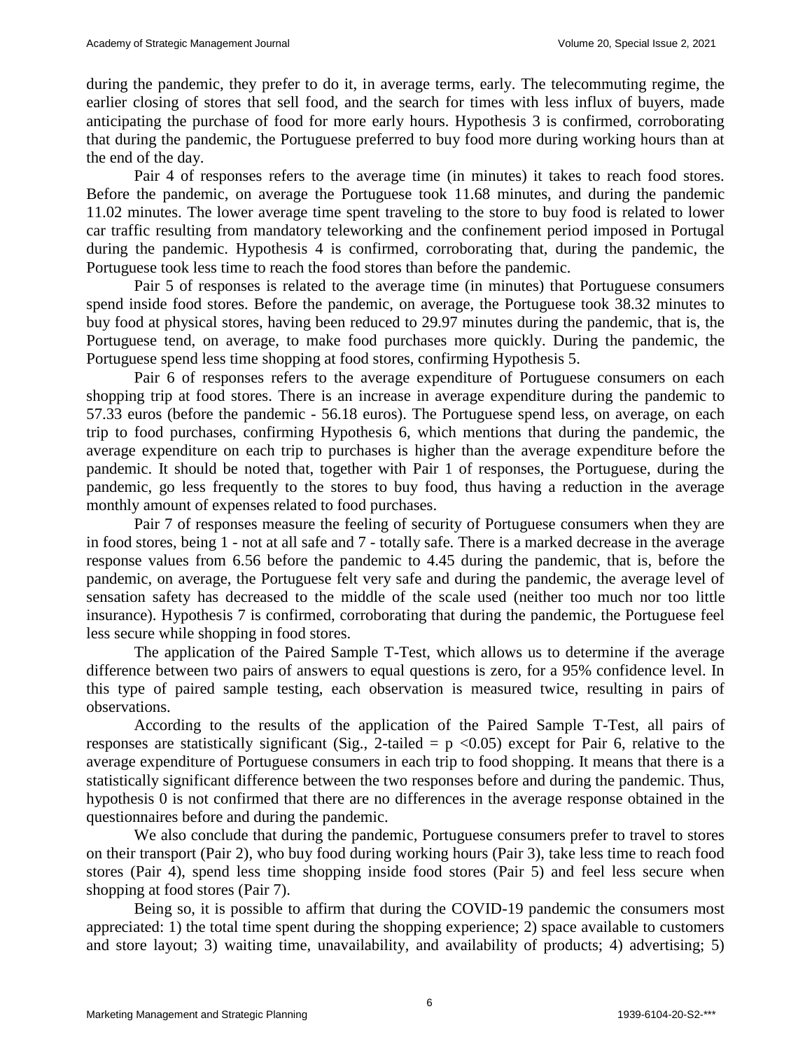during the pandemic, they prefer to do it, in average terms, early. The telecommuting regime, the earlier closing of stores that sell food, and the search for times with less influx of buyers, made anticipating the purchase of food for more early hours. Hypothesis 3 is confirmed, corroborating that during the pandemic, the Portuguese preferred to buy food more during working hours than at the end of the day.

Pair 4 of responses refers to the average time (in minutes) it takes to reach food stores. Before the pandemic, on average the Portuguese took 11.68 minutes, and during the pandemic 11.02 minutes. The lower average time spent traveling to the store to buy food is related to lower car traffic resulting from mandatory teleworking and the confinement period imposed in Portugal during the pandemic. Hypothesis 4 is confirmed, corroborating that, during the pandemic, the Portuguese took less time to reach the food stores than before the pandemic.

Pair 5 of responses is related to the average time (in minutes) that Portuguese consumers spend inside food stores. Before the pandemic, on average, the Portuguese took 38.32 minutes to buy food at physical stores, having been reduced to 29.97 minutes during the pandemic, that is, the Portuguese tend, on average, to make food purchases more quickly. During the pandemic, the Portuguese spend less time shopping at food stores, confirming Hypothesis 5.

Pair 6 of responses refers to the average expenditure of Portuguese consumers on each shopping trip at food stores. There is an increase in average expenditure during the pandemic to 57.33 euros (before the pandemic - 56.18 euros). The Portuguese spend less, on average, on each trip to food purchases, confirming Hypothesis 6, which mentions that during the pandemic, the average expenditure on each trip to purchases is higher than the average expenditure before the pandemic. It should be noted that, together with Pair 1 of responses, the Portuguese, during the pandemic, go less frequently to the stores to buy food, thus having a reduction in the average monthly amount of expenses related to food purchases.

Pair 7 of responses measure the feeling of security of Portuguese consumers when they are in food stores, being 1 - not at all safe and 7 - totally safe. There is a marked decrease in the average response values from 6.56 before the pandemic to 4.45 during the pandemic, that is, before the pandemic, on average, the Portuguese felt very safe and during the pandemic, the average level of sensation safety has decreased to the middle of the scale used (neither too much nor too little insurance). Hypothesis 7 is confirmed, corroborating that during the pandemic, the Portuguese feel less secure while shopping in food stores.

The application of the Paired Sample T-Test, which allows us to determine if the average difference between two pairs of answers to equal questions is zero, for a 95% confidence level. In this type of paired sample testing, each observation is measured twice, resulting in pairs of observations.

According to the results of the application of the Paired Sample T-Test, all pairs of responses are statistically significant (Sig., 2-tailed = $p < 0.05$) except for Pair 6, relative to the average expenditure of Portuguese consumers in each trip to food shopping. It means that there is a statistically significant difference between the two responses before and during the pandemic. Thus, hypothesis 0 is not confirmed that there are no differences in the average response obtained in the questionnaires before and during the pandemic.

We also conclude that during the pandemic, Portuguese consumers prefer to travel to stores on their transport (Pair 2), who buy food during working hours (Pair 3), take less time to reach food stores (Pair 4), spend less time shopping inside food stores (Pair 5) and feel less secure when shopping at food stores (Pair 7).

Being so, it is possible to affirm that during the COVID-19 pandemic the consumers most appreciated: 1) the total time spent during the shopping experience; 2) space available to customers and store layout; 3) waiting time, unavailability, and availability of products; 4) advertising; 5)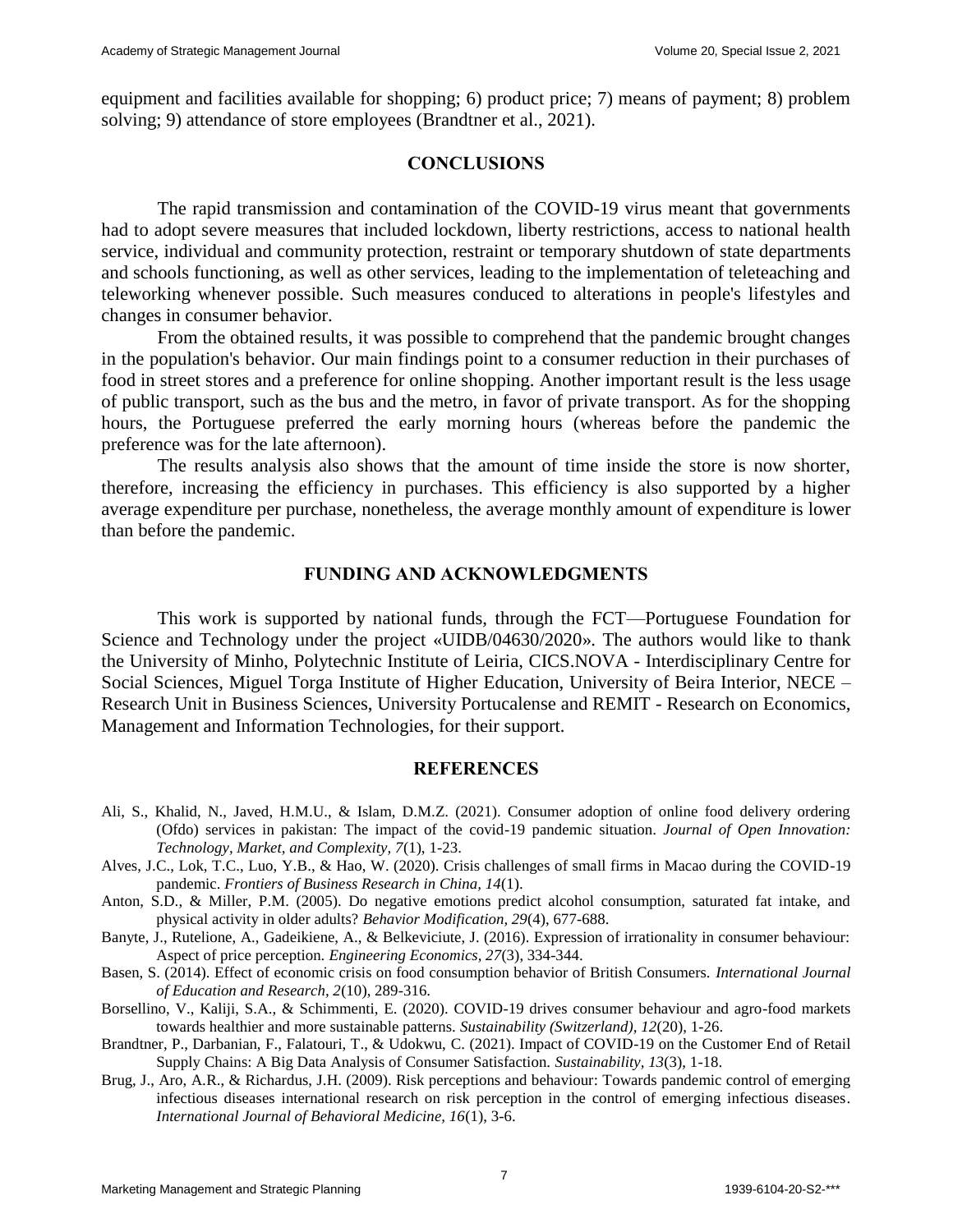equipment and facilities available for shopping; 6) product price; 7) means of payment; 8) problem solving; 9) attendance of store employees (Brandtner et al., 2021).

## CONCLUSIONS

The rapid transmission and contamination of the COVID-19 virus meant that governments had to adopt severe measures that included lockdown, liberty restrictions, access to national health service, individual and community protection, restraint or temporary shutdown of state departments and schools functioning, as well as other services, leading to the implementation of teleteaching and teleworking whenever possible. Such measures conduced to alterations in people's lifestyles and changes in consumer behavior.

From the obtained results, it was possible to comprehend that the pandemic brought changes in the population's behavior. Our main findings point to a consumer reduction in their purchases of food in street stores and a preference for online shopping. Another important result is the less usage of public transport, such as the bus and the metro, in favor of private transport. As for the shopping hours, the Portuguese preferred the early morning hours (whereas before the pandemic the preference was for the late afternoon).

The results analysis also shows that the amount of time inside the store is now shorter, therefore, increasing the efficiency in purchases. This efficiency is also supported by a higher average expenditure per purchase, nonetheless, the average monthly amount of expenditure is lower than before the pandemic.

## FUNDING AND ACKNOWLEDGMENTS

This work is supported by national funds, through the FCT—Portuguese Foundation for Science and Technology under the project «UIDB/04630/2020». The authors would like to thank the University of Minho, Polytechnic Institute of Leiria, CICS.NOVA - Interdisciplinary Centre for Social Sciences, Miguel Torga Institute of Higher Education, University of Beira Interior, NECE – Research Unit in Business Sciences, University Portucalense and REMIT - Research on Economics, Management and Information Technologies, for their support.

## REFERENCES

Ali, S., Khalid, N., Javed, H.M.U., & Islam, D.M.Z. (2021). Consumer adoption of online food delivery ordering (Ofdo) services in pakistan: The impact of the covid-19 pandemic situation. *Journal of Open Innovation: Technology, Market, and Complexity, 7*(1), 1-23.

Alves, J.C., Lok, T.C., Luo, Y.B., & Hao, W. (2020). Crisis challenges of small firms in Macao during the COVID-19 pandemic. *Frontiers of Business Research in China, 14*(1).

Anton, S.D., & Miller, P.M. (2005). Do negative emotions predict alcohol consumption, saturated fat intake, and physical activity in older adults? *Behavior Modification, 29*(4), 677-688.

Banyte, J., Rutelione, A., Gadeikiene, A., & Belkeviciute, J. (2016). Expression of irrationality in consumer behaviour: Aspect of price perception. *Engineering Economics, 27*(3), 334-344.

Basen, S. (2014). Effect of economic crisis on food consumption behavior of British Consumers. *International Journal of Education and Research, 2*(10), 289-316.

Borsellino, V., Kaliji, S.A., & Schimmenti, E. (2020). COVID-19 drives consumer behaviour and agro-food markets towards healthier and more sustainable patterns. *Sustainability (Switzerland), 12*(20), 1-26.

Brandtner, P., Darbanian, F., Falatouri, T., & Udokwu, C. (2021). Impact of COVID-19 on the Customer End of Retail Supply Chains: A Big Data Analysis of Consumer Satisfaction. *Sustainability, 13*(3), 1-18.

Brug, J., Aro, A.R., & Richardus, J.H. (2009). Risk perceptions and behaviour: Towards pandemic control of emerging infectious diseases international research on risk perception in the control of emerging infectious diseases. *International Journal of Behavioral Medicine, 16*(1), 3-6.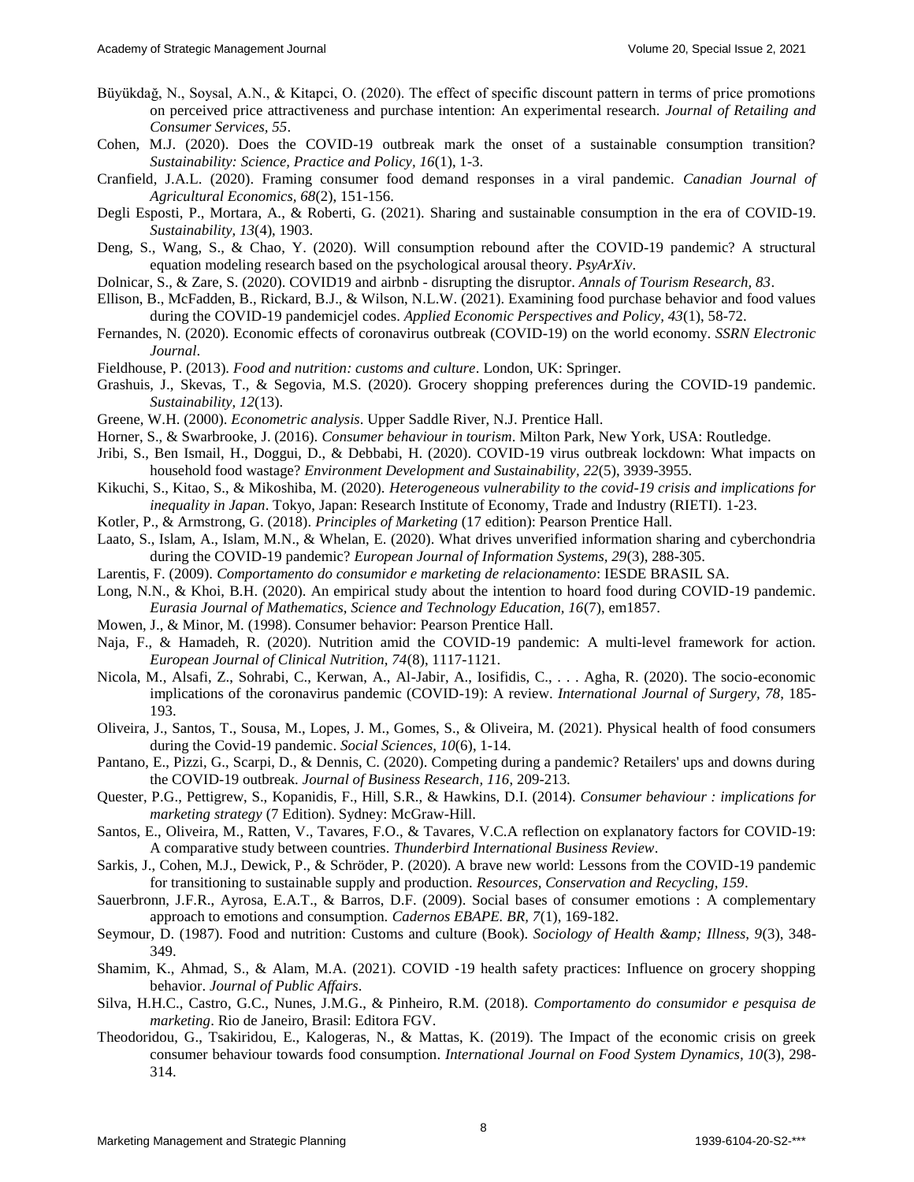Büyükdağ, N., Soysal, A.N., & Kitapci, O. (2020). The effect of specific discount pattern in terms of price promotions on perceived price attractiveness and purchase intention: An experimental research. *Journal of Retailing and Consumer Services, 55*.

Cohen, M.J. (2020). Does the COVID-19 outbreak mark the onset of a sustainable consumption transition? *Sustainability: Science, Practice and Policy, 16*(1), 1-3.

Cranfield, J.A.L. (2020). Framing consumer food demand responses in a viral pandemic. *Canadian Journal of Agricultural Economics, 68*(2), 151-156.

Degli Esposti, P., Mortara, A., & Roberti, G. (2021). Sharing and sustainable consumption in the era of COVID-19. *Sustainability, 13*(4), 1903.

Deng, S., Wang, S., & Chao, Y. (2020). Will consumption rebound after the COVID-19 pandemic? A structural equation modeling research based on the psychological arousal theory. *PsyArXiv*.

Dolnicar, S., & Zare, S. (2020). COVID19 and airbnb - disrupting the disruptor. *Annals of Tourism Research, 83*.

Ellison, B., McFadden, B., Rickard, B.J., & Wilson, N.L.W. (2021). Examining food purchase behavior and food values during the COVID-19 pandemicjel codes. *Applied Economic Perspectives and Policy, 43*(1), 58-72.

Fernandes, N. (2020). Economic effects of coronavirus outbreak (COVID-19) on the world economy. *SSRN Electronic Journal*.

Fieldhouse, P. (2013). *Food and nutrition: customs and culture*. London, UK: Springer.

Grashuis, J., Skevas, T., & Segovia, M.S. (2020). Grocery shopping preferences during the COVID-19 pandemic. *Sustainability, 12*(13).

Greene, W.H. (2000). *Econometric analysis*. Upper Saddle River, N.J. Prentice Hall.

Horner, S., & Swarbrooke, J. (2016). *Consumer behaviour in tourism*. Milton Park, New York, USA: Routledge.

Jribi, S., Ben Ismail, H., Doggui, D., & Debbabi, H. (2020). COVID-19 virus outbreak lockdown: What impacts on household food wastage? *Environment Development and Sustainability, 22*(5), 3939-3955.

Kikuchi, S., Kitao, S., & Mikoshiba, M. (2020). *Heterogeneous vulnerability to the covid-19 crisis and implications for inequality in Japan*. Tokyo, Japan: Research Institute of Economy, Trade and Industry (RIETI). 1-23.

Kotler, P., & Armstrong, G. (2018). *Principles of Marketing* (17 edition): Pearson Prentice Hall.

Laato, S., Islam, A., Islam, M.N., & Whelan, E. (2020). What drives unverified information sharing and cyberchondria during the COVID-19 pandemic? *European Journal of Information Systems, 29*(3), 288-305.

Larentis, F. (2009). *Comportamento do consumidor e marketing de relacionamento*: IESDE BRASIL SA.

Long, N.N., & Khoi, B.H. (2020). An empirical study about the intention to hoard food during COVID-19 pandemic. *Eurasia Journal of Mathematics, Science and Technology Education, 16*(7), em1857.

Mowen, J., & Minor, M. (1998). Consumer behavior: Pearson Prentice Hall.

Naja, F., & Hamadeh, R. (2020). Nutrition amid the COVID-19 pandemic: A multi-level framework for action. *European Journal of Clinical Nutrition, 74*(8), 1117-1121.

Nicola, M., Alsafi, Z., Sohrabi, C., Kerwan, A., Al-Jabir, A., Iosifidis, C., . . . Agha, R. (2020). The socio-economic implications of the coronavirus pandemic (COVID-19): A review. *International Journal of Surgery, 78*, 185-193.

Oliveira, J., Santos, T., Sousa, M., Lopes, J. M., Gomes, S., & Oliveira, M. (2021). Physical health of food consumers during the Covid-19 pandemic. *Social Sciences, 10*(6), 1-14.

Pantano, E., Pizzi, G., Scarpi, D., & Dennis, C. (2020). Competing during a pandemic? Retailers' ups and downs during the COVID-19 outbreak. *Journal of Business Research, 116*, 209-213.

Quester, P.G., Pettigrew, S., Kopanidis, F., Hill, S.R., & Hawkins, D.I. (2014). *Consumer behaviour : implications for marketing strategy* (7 Edition). Sydney: McGraw-Hill.

Santos, E., Oliveira, M., Ratten, V., Tavares, F.O., & Tavares, V.C.A reflection on explanatory factors for COVID-19: A comparative study between countries. *Thunderbird International Business Review*.

Sarkis, J., Cohen, M.J., Dewick, P., & Schröder, P. (2020). A brave new world: Lessons from the COVID-19 pandemic for transitioning to sustainable supply and production. *Resources, Conservation and Recycling, 159*.

Sauerbronn, J.F.R., Ayrosa, E.A.T., & Barros, D.F. (2009). Social bases of consumer emotions : A complementary approach to emotions and consumption. *Cadernos EBAPE. BR, 7*(1), 169-182.

Seymour, D. (1987). Food and nutrition: Customs and culture (Book). *Sociology of Health &amp; Illness, 9*(3), 348-349.

Shamim, K., Ahmad, S., & Alam, M.A. (2021). COVID -19 health safety practices: Influence on grocery shopping behavior. *Journal of Public Affairs*.

Silva, H.H.C., Castro, G.C., Nunes, J.M.G., & Pinheiro, R.M. (2018). *Comportamento do consumidor e pesquisa de marketing*. Rio de Janeiro, Brasil: Editora FGV.

Theodoridou, G., Tsakiridou, E., Kalogeras, N., & Mattas, K. (2019). The Impact of the economic crisis on greek consumer behaviour towards food consumption. *International Journal on Food System Dynamics, 10*(3), 298-314.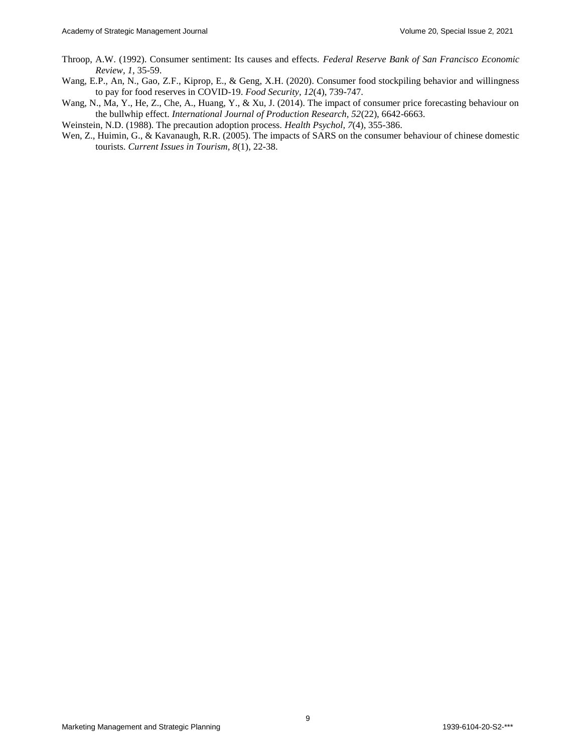Throop, A.W. (1992). Consumer sentiment: Its causes and effects. *Federal Reserve Bank of San Francisco Economic Review, 1*, 35-59.

Wang, E.P., An, N., Gao, Z.F., Kiprop, E., & Geng, X.H. (2020). Consumer food stockpiling behavior and willingness to pay for food reserves in COVID-19. *Food Security, 12*(4), 739-747.

Wang, N., Ma, Y., He, Z., Che, A., Huang, Y., & Xu, J. (2014). The impact of consumer price forecasting behaviour on the bullwhip effect. *International Journal of Production Research, 52*(22), 6642-6663.

Weinstein, N.D. (1988). The precaution adoption process. *Health Psychol, 7*(4), 355-386.

Wen, Z., Huimin, G., & Kavanaugh, R.R. (2005). The impacts of SARS on the consumer behaviour of chinese domestic tourists. *Current Issues in Tourism, 8*(1), 22-38.